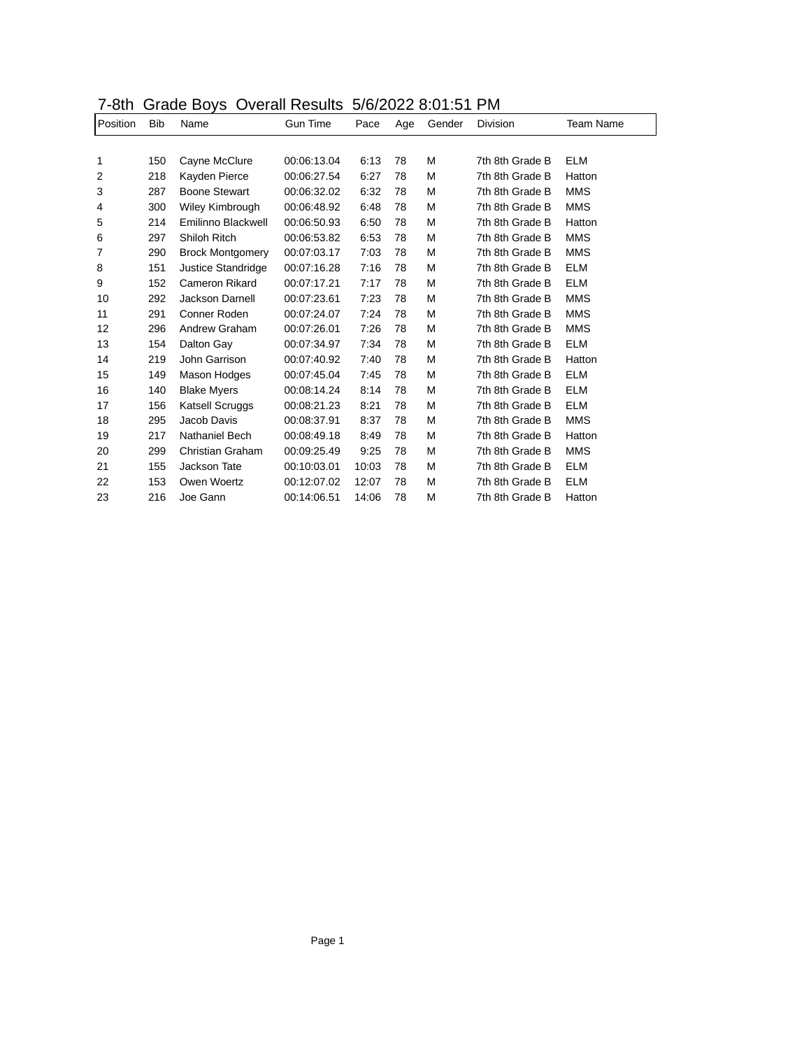# 7-8th Grade Boys Overall Results 5/6/2022 8:01:51 PM

| Position | Bib | Name | Gun Time | Pace | Age | Gender | Division | Team Name |
|---|---|---|---|---|---|---|---|---|
| 1 | 150 | Cayne McClure | 00:06:13.04 | 6:13 | 78 | M | 7th 8th Grade B | ELM |
| 2 | 218 | Kayden Pierce | 00:06:27.54 | 6:27 | 78 | M | 7th 8th Grade B | Hatton |
| 3 | 287 | Boone Stewart | 00:06:32.02 | 6:32 | 78 | M | 7th 8th Grade B | MMS |
| 4 | 300 | Wiley Kimbrough | 00:06:48.92 | 6:48 | 78 | M | 7th 8th Grade B | MMS |
| 5 | 214 | Emilinno Blackwell | 00:06:50.93 | 6:50 | 78 | M | 7th 8th Grade B | Hatton |
| 6 | 297 | Shiloh Ritch | 00:06:53.82 | 6:53 | 78 | M | 7th 8th Grade B | MMS |
| 7 | 290 | Brock Montgomery | 00:07:03.17 | 7:03 | 78 | M | 7th 8th Grade B | MMS |
| 8 | 151 | Justice Standridge | 00:07:16.28 | 7:16 | 78 | M | 7th 8th Grade B | ELM |
| 9 | 152 | Cameron Rikard | 00:07:17.21 | 7:17 | 78 | M | 7th 8th Grade B | ELM |
| 10 | 292 | Jackson Darnell | 00:07:23.61 | 7:23 | 78 | M | 7th 8th Grade B | MMS |
| 11 | 291 | Conner Roden | 00:07:24.07 | 7:24 | 78 | M | 7th 8th Grade B | MMS |
| 12 | 296 | Andrew Graham | 00:07:26.01 | 7:26 | 78 | M | 7th 8th Grade B | MMS |
| 13 | 154 | Dalton Gay | 00:07:34.97 | 7:34 | 78 | M | 7th 8th Grade B | ELM |
| 14 | 219 | John Garrison | 00:07:40.92 | 7:40 | 78 | M | 7th 8th Grade B | Hatton |
| 15 | 149 | Mason Hodges | 00:07:45.04 | 7:45 | 78 | M | 7th 8th Grade B | ELM |
| 16 | 140 | Blake Myers | 00:08:14.24 | 8:14 | 78 | M | 7th 8th Grade B | ELM |
| 17 | 156 | Katsell Scruggs | 00:08:21.23 | 8:21 | 78 | M | 7th 8th Grade B | ELM |
| 18 | 295 | Jacob Davis | 00:08:37.91 | 8:37 | 78 | M | 7th 8th Grade B | MMS |
| 19 | 217 | Nathaniel Bech | 00:08:49.18 | 8:49 | 78 | M | 7th 8th Grade B | Hatton |
| 20 | 299 | Christian Graham | 00:09:25.49 | 9:25 | 78 | M | 7th 8th Grade B | MMS |
| 21 | 155 | Jackson Tate | 00:10:03.01 | 10:03 | 78 | M | 7th 8th Grade B | ELM |
| 22 | 153 | Owen Woertz | 00:12:07.02 | 12:07 | 78 | M | 7th 8th Grade B | ELM |
| 23 | 216 | Joe Gann | 00:14:06.51 | 14:06 | 78 | M | 7th 8th Grade B | Hatton |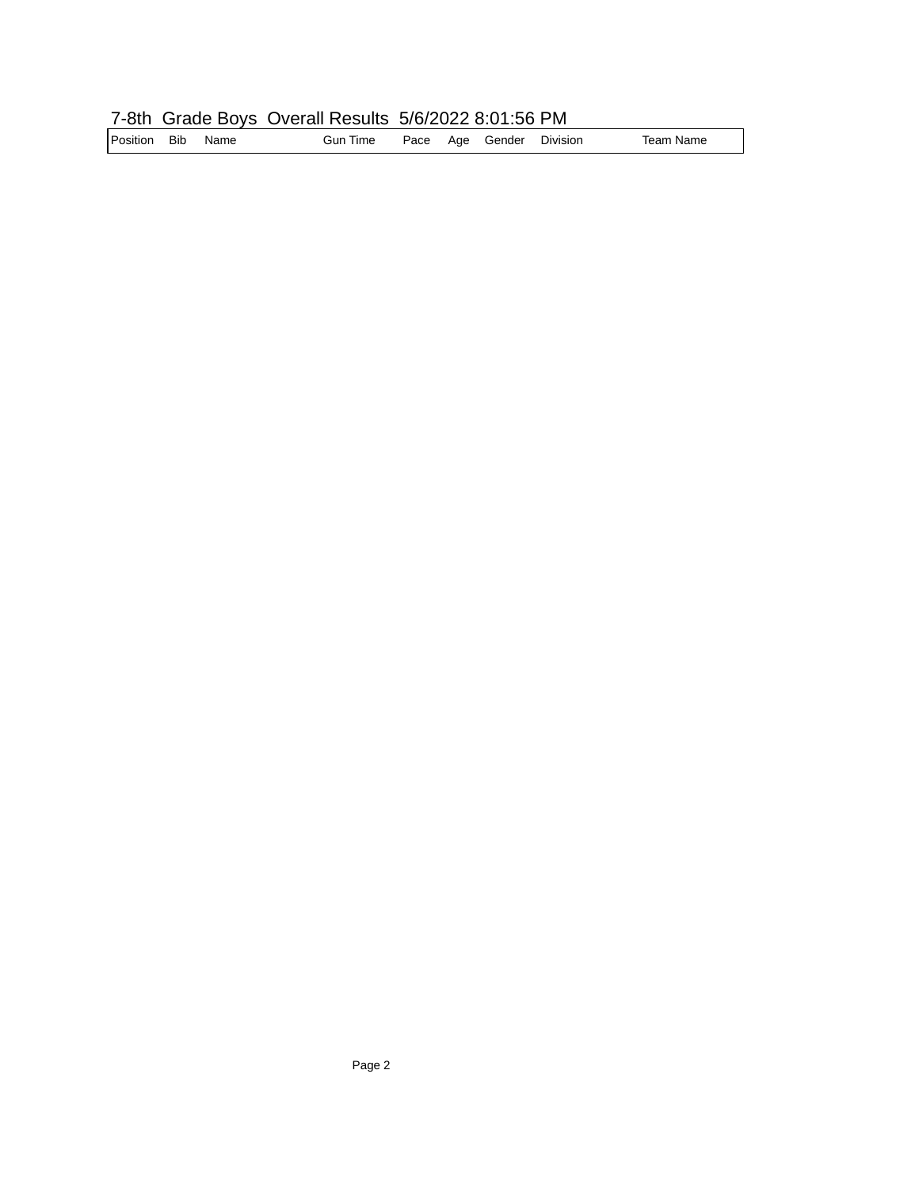## 7-8th Grade Boys Overall Results 5/6/2022 8:01:56 PM

| Position | Bib | Name | Gun Time | Pace | Age | Gender | Division | Team Name |
|---|---|---|---|---|---|---|---|---|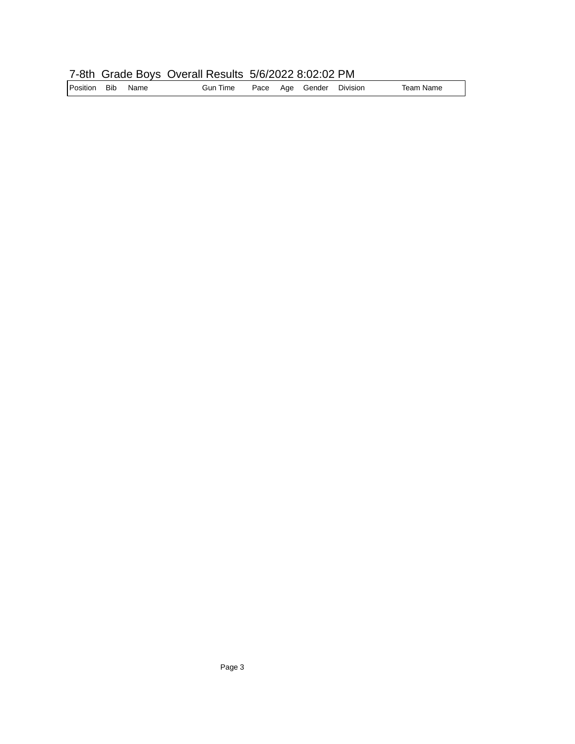## 7-8th Grade Boys Overall Results 5/6/2022 8:02:02 PM

| Position | Bib | Name | Gun Time | Pace | Age | Gender | Division | Team Name |
|---|---|---|---|---|---|---|---|---|